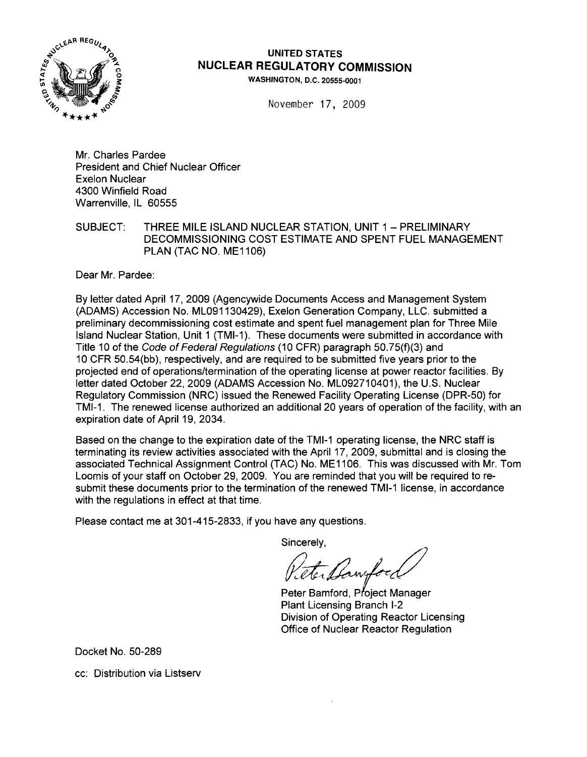**UNITED STATES**
**NUCLEAR REGULATORY COMMISSION**
WASHINGTON, D.C. 20555-0001

November 17, 2009

Mr. Charles Pardee
President and Chief Nuclear Officer
Exelon Nuclear
4300 Winfield Road
Warrenville, IL 60555

SUBJECT: THREE MILE ISLAND NUCLEAR STATION, UNIT 1 – PRELIMINARY DECOMMISSIONING COST ESTIMATE AND SPENT FUEL MANAGEMENT PLAN (TAC NO. ME1106)

Dear Mr. Pardee:

By letter dated April 17, 2009 (Agencywide Documents Access and Management System (ADAMS) Accession No. ML091130429), Exelon Generation Company, LLC. submitted a preliminary decommissioning cost estimate and spent fuel management plan for Three Mile Island Nuclear Station, Unit 1 (TMI-1). These documents were submitted in accordance with Title 10 of the *Code of Federal Regulations* (10 CFR) paragraph 50.75(f)(3) and 10 CFR 50.54(bb), respectively, and are required to be submitted five years prior to the projected end of operations/termination of the operating license at power reactor facilities. By letter dated October 22, 2009 (ADAMS Accession No. ML092710401), the U.S. Nuclear Regulatory Commission (NRC) issued the Renewed Facility Operating License (DPR-50) for TMI-1. The renewed license authorized an additional 20 years of operation of the facility, with an expiration date of April 19, 2034.

Based on the change to the expiration date of the TMI-1 operating license, the NRC staff is terminating its review activities associated with the April 17, 2009, submittal and is closing the associated Technical Assignment Control (TAC) No. ME1106. This was discussed with Mr. Tom Loomis of your staff on October 29, 2009. You are reminded that you will be required to re-submit these documents prior to the termination of the renewed TMI-1 license, in accordance with the regulations in effect at that time.

Please contact me at 301-415-2833, if you have any questions.

Sincerely,

Peter Bamford, Project Manager
Plant Licensing Branch I-2
Division of Operating Reactor Licensing
Office of Nuclear Reactor Regulation

Docket No. 50-289

cc: Distribution via Listserv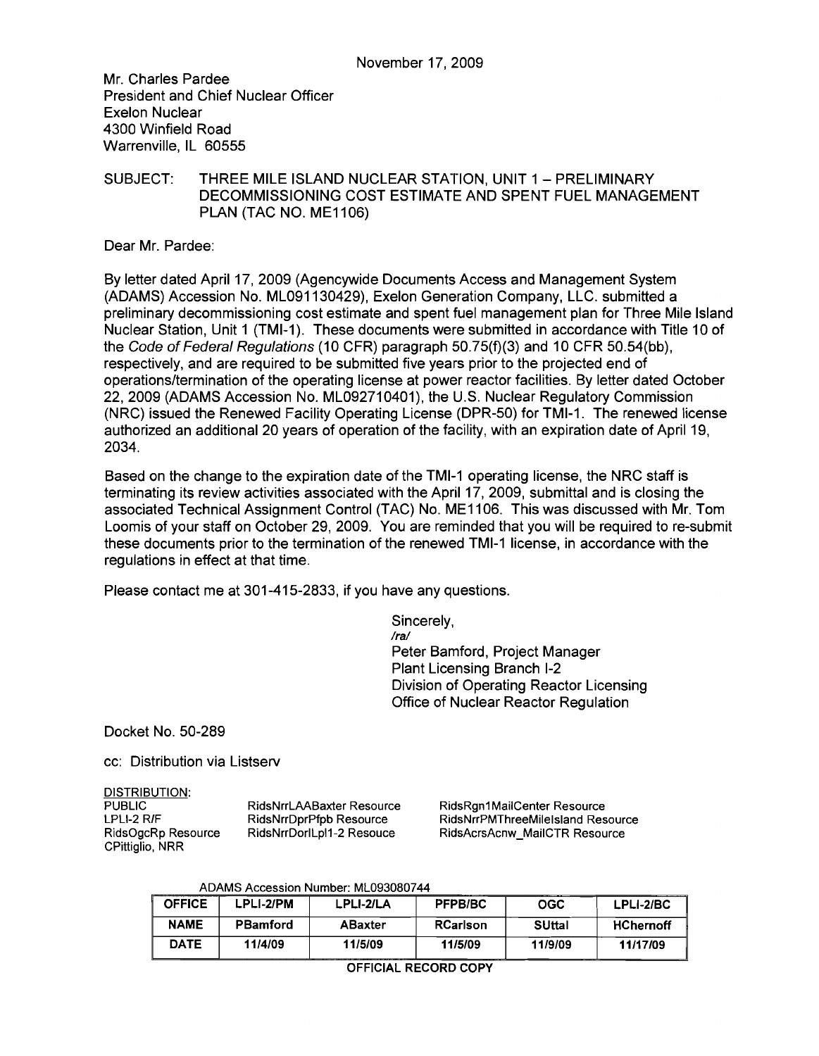November 17, 2009

Mr. Charles Pardee
President and Chief Nuclear Officer
Exelon Nuclear
4300 Winfield Road
Warrenville, IL 60555

SUBJECT: THREE MILE ISLAND NUCLEAR STATION, UNIT 1 – PRELIMINARY DECOMMISSIONING COST ESTIMATE AND SPENT FUEL MANAGEMENT PLAN (TAC NO. ME1106)

Dear Mr. Pardee:

By letter dated April 17, 2009 (Agencywide Documents Access and Management System (ADAMS) Accession No. ML091130429), Exelon Generation Company, LLC. submitted a preliminary decommissioning cost estimate and spent fuel management plan for Three Mile Island Nuclear Station, Unit 1 (TMI-1). These documents were submitted in accordance with Title 10 of the *Code of Federal Regulations* (10 CFR) paragraph 50.75(f)(3) and 10 CFR 50.54(bb), respectively, and are required to be submitted five years prior to the projected end of operations/termination of the operating license at power reactor facilities. By letter dated October 22, 2009 (ADAMS Accession No. ML092710401), the U.S. Nuclear Regulatory Commission (NRC) issued the Renewed Facility Operating License (DPR-50) for TMI-1. The renewed license authorized an additional 20 years of operation of the facility, with an expiration date of April 19, 2034.

Based on the change to the expiration date of the TMI-1 operating license, the NRC staff is terminating its review activities associated with the April 17, 2009, submittal and is closing the associated Technical Assignment Control (TAC) No. ME1106. This was discussed with Mr. Tom Loomis of your staff on October 29, 2009. You are reminded that you will be required to re-submit these documents prior to the termination of the renewed TMI-1 license, in accordance with the regulations in effect at that time.

Please contact me at 301-415-2833, if you have any questions.

Sincerely,
/ra/
Peter Bamford, Project Manager
Plant Licensing Branch I-2
Division of Operating Reactor Licensing
Office of Nuclear Reactor Regulation

Docket No. 50-289

cc: Distribution via Listserv

DISTRIBUTION:
PUBLIC
LPLI-2 R/F
RidsOgcRp Resource
CPittiglio, NRR
RidsNrrLAABaxter Resource
RidsNrrDprPfpb Resource
RidsNrrDorlLpl1-2 Resouce
RidsRgn1MailCenter Resource
RidsNrrPMThreeMileIsland Resource
RidsAcrsAcnw_MailCTR Resource

ADAMS Accession Number: ML093080744

| OFFICE | LPLI-2/PM | LPLI-2/LA | PFPB/BC | OGC | LPLI-2/BC |
|---|---|---|---|---|---|
| NAME | PBamford | ABaxter | RCarlson | SUttal | HChernoff |
| DATE | 11/4/09 | 11/5/09 | 11/5/09 | 11/9/09 | 11/17/09 |

OFFICIAL RECORD COPY